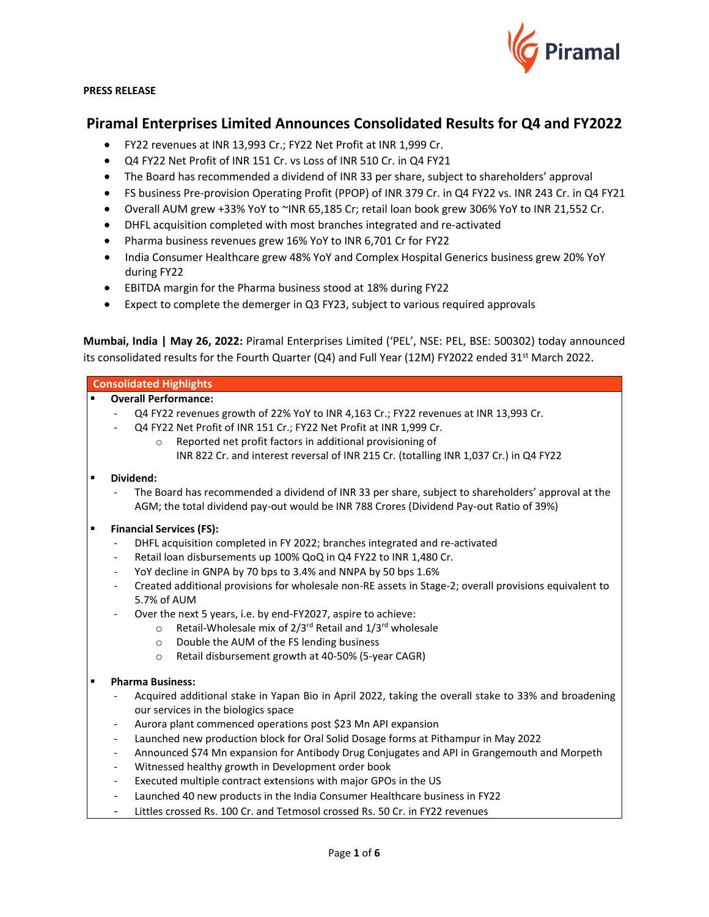**PRESS RELEASE**

# Piramal Enterprises Limited Announces Consolidated Results for Q4 and FY2022

- FY22 revenues at INR 13,993 Cr.; FY22 Net Profit at INR 1,999 Cr.
- Q4 FY22 Net Profit of INR 151 Cr. vs Loss of INR 510 Cr. in Q4 FY21
- The Board has recommended a dividend of INR 33 per share, subject to shareholders' approval
- FS business Pre-provision Operating Profit (PPOP) of INR 379 Cr. in Q4 FY22 vs. INR 243 Cr. in Q4 FY21
- Overall AUM grew +33% YoY to ~INR 65,185 Cr; retail loan book grew 306% YoY to INR 21,552 Cr.
- DHFL acquisition completed with most branches integrated and re-activated
- Pharma business revenues grew 16% YoY to INR 6,701 Cr for FY22
- India Consumer Healthcare grew 48% YoY and Complex Hospital Generics business grew 20% YoY during FY22
- EBITDA margin for the Pharma business stood at 18% during FY22
- Expect to complete the demerger in Q3 FY23, subject to various required approvals

**Mumbai, India | May 26, 2022:** Piramal Enterprises Limited ('PEL', NSE: PEL, BSE: 500302) today announced its consolidated results for the Fourth Quarter (Q4) and Full Year (12M) FY2022 ended 31st March 2022.

## Consolidated Highlights

- **Overall Performance:**
  - Q4 FY22 revenues growth of 22% YoY to INR 4,163 Cr.; FY22 revenues at INR 13,993 Cr.
  - Q4 FY22 Net Profit of INR 151 Cr.; FY22 Net Profit at INR 1,999 Cr.
    - Reported net profit factors in additional provisioning of INR 822 Cr. and interest reversal of INR 215 Cr. (totalling INR 1,037 Cr.) in Q4 FY22
- **Dividend:**
  - The Board has recommended a dividend of INR 33 per share, subject to shareholders' approval at the AGM; the total dividend pay-out would be INR 788 Crores (Dividend Pay-out Ratio of 39%)
- **Financial Services (FS):**
  - DHFL acquisition completed in FY 2022; branches integrated and re-activated
  - Retail loan disbursements up 100% QoQ in Q4 FY22 to INR 1,480 Cr.
  - YoY decline in GNPA by 70 bps to 3.4% and NNPA by 50 bps 1.6%
  - Created additional provisions for wholesale non-RE assets in Stage-2; overall provisions equivalent to 5.7% of AUM
  - Over the next 5 years, i.e. by end-FY2027, aspire to achieve:
    - Retail-Wholesale mix of 2/3rd Retail and 1/3rd wholesale
    - Double the AUM of the FS lending business
    - Retail disbursement growth at 40-50% (5-year CAGR)
- **Pharma Business:**
  - Acquired additional stake in Yapan Bio in April 2022, taking the overall stake to 33% and broadening our services in the biologics space
  - Aurora plant commenced operations post $23 Mn API expansion
  - Launched new production block for Oral Solid Dosage forms at Pithampur in May 2022
  - Announced $74 Mn expansion for Antibody Drug Conjugates and API in Grangemouth and Morpeth
  - Witnessed healthy growth in Development order book
  - Executed multiple contract extensions with major GPOs in the US
  - Launched 40 new products in the India Consumer Healthcare business in FY22
  - Littles crossed Rs. 100 Cr. and Tetmosol crossed Rs. 50 Cr. in FY22 revenues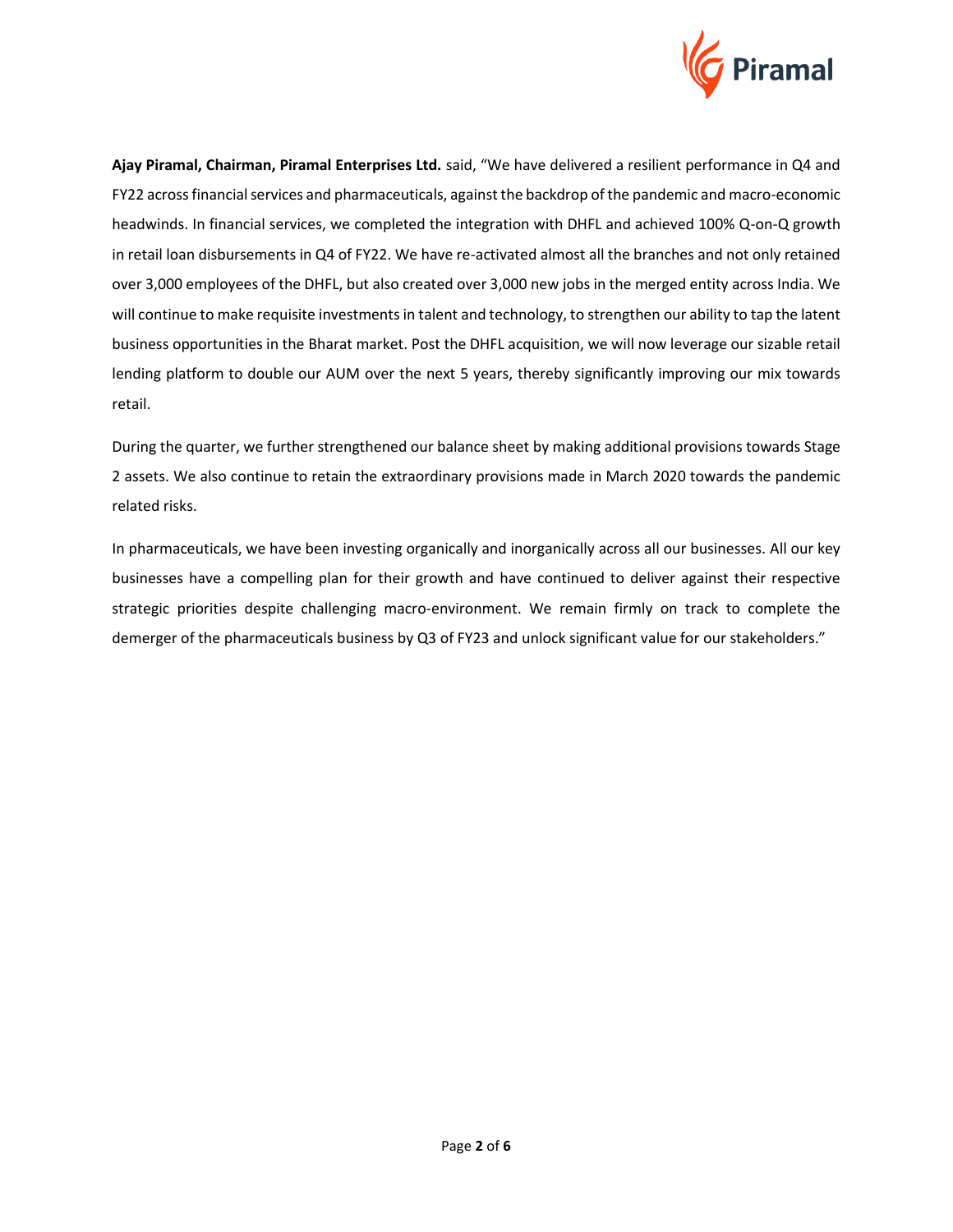**Ajay Piramal, Chairman, Piramal Enterprises Ltd.** said, "We have delivered a resilient performance in Q4 and FY22 across financial services and pharmaceuticals, against the backdrop of the pandemic and macro-economic headwinds. In financial services, we completed the integration with DHFL and achieved 100% Q-on-Q growth in retail loan disbursements in Q4 of FY22. We have re-activated almost all the branches and not only retained over 3,000 employees of the DHFL, but also created over 3,000 new jobs in the merged entity across India. We will continue to make requisite investments in talent and technology, to strengthen our ability to tap the latent business opportunities in the Bharat market. Post the DHFL acquisition, we will now leverage our sizable retail lending platform to double our AUM over the next 5 years, thereby significantly improving our mix towards retail.

During the quarter, we further strengthened our balance sheet by making additional provisions towards Stage 2 assets. We also continue to retain the extraordinary provisions made in March 2020 towards the pandemic related risks.

In pharmaceuticals, we have been investing organically and inorganically across all our businesses. All our key businesses have a compelling plan for their growth and have continued to deliver against their respective strategic priorities despite challenging macro-environment. We remain firmly on track to complete the demerger of the pharmaceuticals business by Q3 of FY23 and unlock significant value for our stakeholders."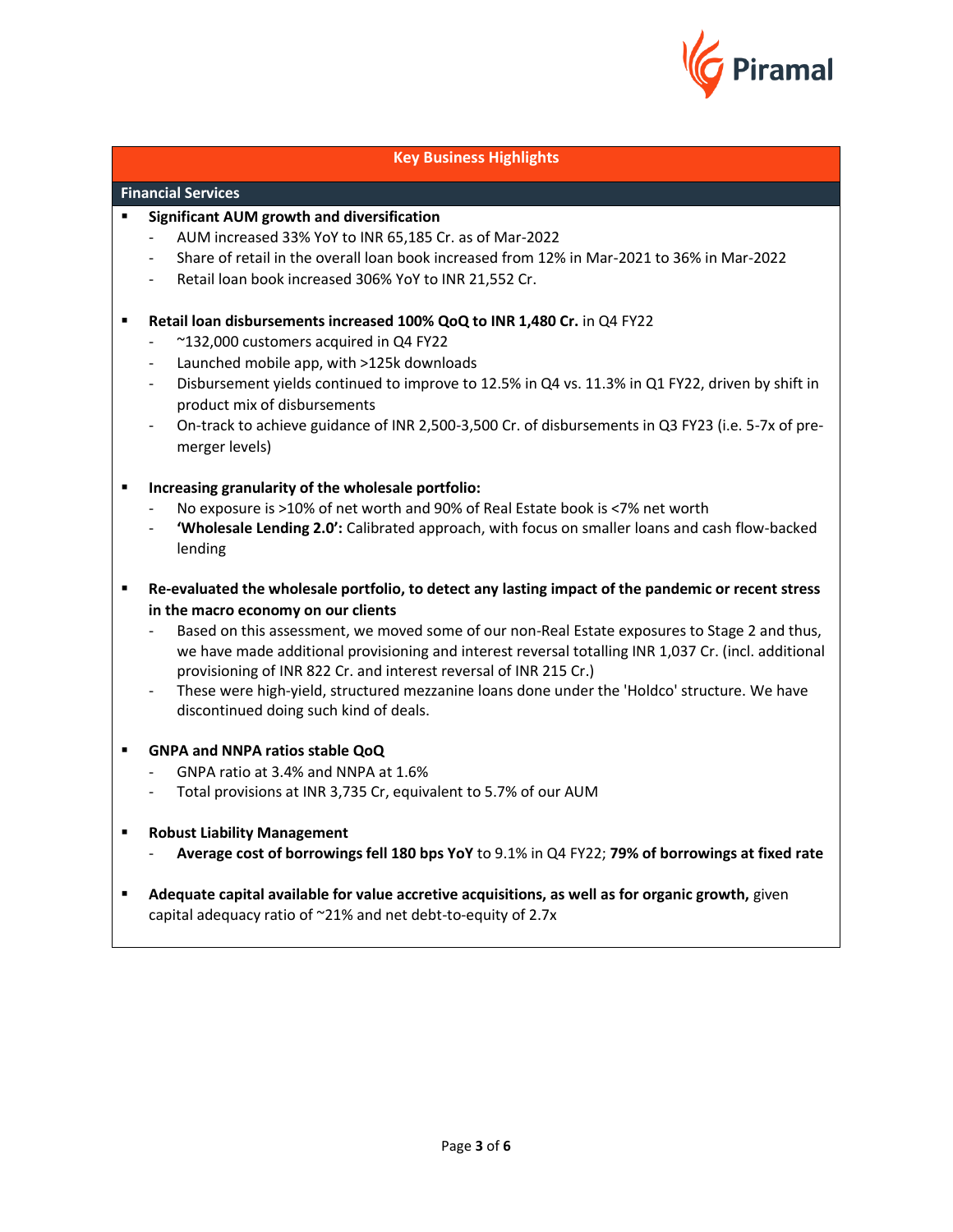## Key Business Highlights

### Financial Services

- **Significant AUM growth and diversification**
  - AUM increased 33% YoY to INR 65,185 Cr. as of Mar-2022
  - Share of retail in the overall loan book increased from 12% in Mar-2021 to 36% in Mar-2022
  - Retail loan book increased 306% YoY to INR 21,552 Cr.

- **Retail loan disbursements increased 100% QoQ to INR 1,480 Cr.** in Q4 FY22
  - ~132,000 customers acquired in Q4 FY22
  - Launched mobile app, with >125k downloads
  - Disbursement yields continued to improve to 12.5% in Q4 vs. 11.3% in Q1 FY22, driven by shift in product mix of disbursements
  - On-track to achieve guidance of INR 2,500-3,500 Cr. of disbursements in Q3 FY23 (i.e. 5-7x of pre-merger levels)

- **Increasing granularity of the wholesale portfolio:**
  - No exposure is >10% of net worth and 90% of Real Estate book is <7% net worth
  - **'Wholesale Lending 2.0':** Calibrated approach, with focus on smaller loans and cash flow-backed lending

- **Re-evaluated the wholesale portfolio, to detect any lasting impact of the pandemic or recent stress in the macro economy on our clients**
  - Based on this assessment, we moved some of our non-Real Estate exposures to Stage 2 and thus, we have made additional provisioning and interest reversal totalling INR 1,037 Cr. (incl. additional provisioning of INR 822 Cr. and interest reversal of INR 215 Cr.)
  - These were high-yield, structured mezzanine loans done under the 'Holdco' structure. We have discontinued doing such kind of deals.

- **GNPA and NNPA ratios stable QoQ**
  - GNPA ratio at 3.4% and NNPA at 1.6%
  - Total provisions at INR 3,735 Cr, equivalent to 5.7% of our AUM

- **Robust Liability Management**
  - **Average cost of borrowings fell 180 bps YoY** to 9.1% in Q4 FY22; **79% of borrowings at fixed rate**

- **Adequate capital available for value accretive acquisitions, as well as for organic growth,** given capital adequacy ratio of ~21% and net debt-to-equity of 2.7x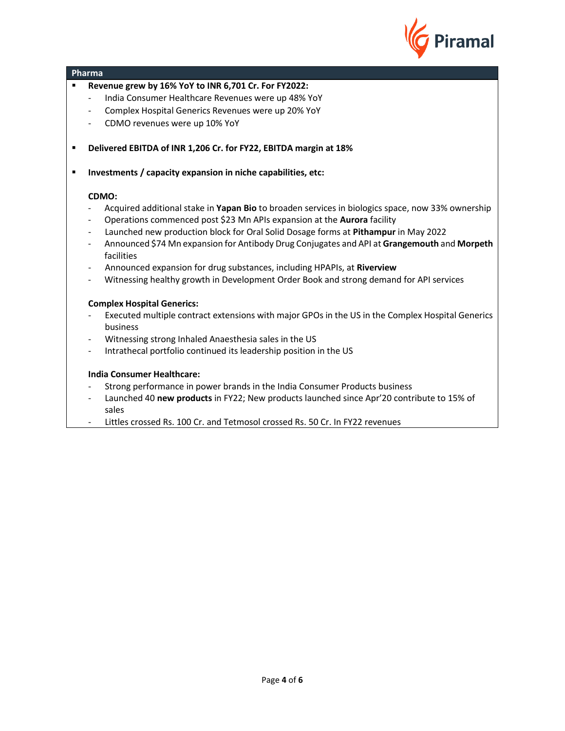## Pharma

- **Revenue grew by 16% YoY to INR 6,701 Cr. For FY2022:**
  - India Consumer Healthcare Revenues were up 48% YoY
  - Complex Hospital Generics Revenues were up 20% YoY
  - CDMO revenues were up 10% YoY

- **Delivered EBITDA of INR 1,206 Cr. for FY22, EBITDA margin at 18%**

- **Investments / capacity expansion in niche capabilities, etc:**

**CDMO:**

- Acquired additional stake in **Yapan Bio** to broaden services in biologics space, now 33% ownership
- Operations commenced post $23 Mn APIs expansion at the **Aurora** facility
- Launched new production block for Oral Solid Dosage forms at **Pithampur** in May 2022
- Announced $74 Mn expansion for Antibody Drug Conjugates and API at **Grangemouth** and **Morpeth** facilities
- Announced expansion for drug substances, including HPAPIs, at **Riverview**
- Witnessing healthy growth in Development Order Book and strong demand for API services

**Complex Hospital Generics:**

- Executed multiple contract extensions with major GPOs in the US in the Complex Hospital Generics business
- Witnessing strong Inhaled Anaesthesia sales in the US
- Intrathecal portfolio continued its leadership position in the US

**India Consumer Healthcare:**

- Strong performance in power brands in the India Consumer Products business
- Launched 40 **new products** in FY22; New products launched since Apr'20 contribute to 15% of sales
- Littles crossed Rs. 100 Cr. and Tetmosol crossed Rs. 50 Cr. In FY22 revenues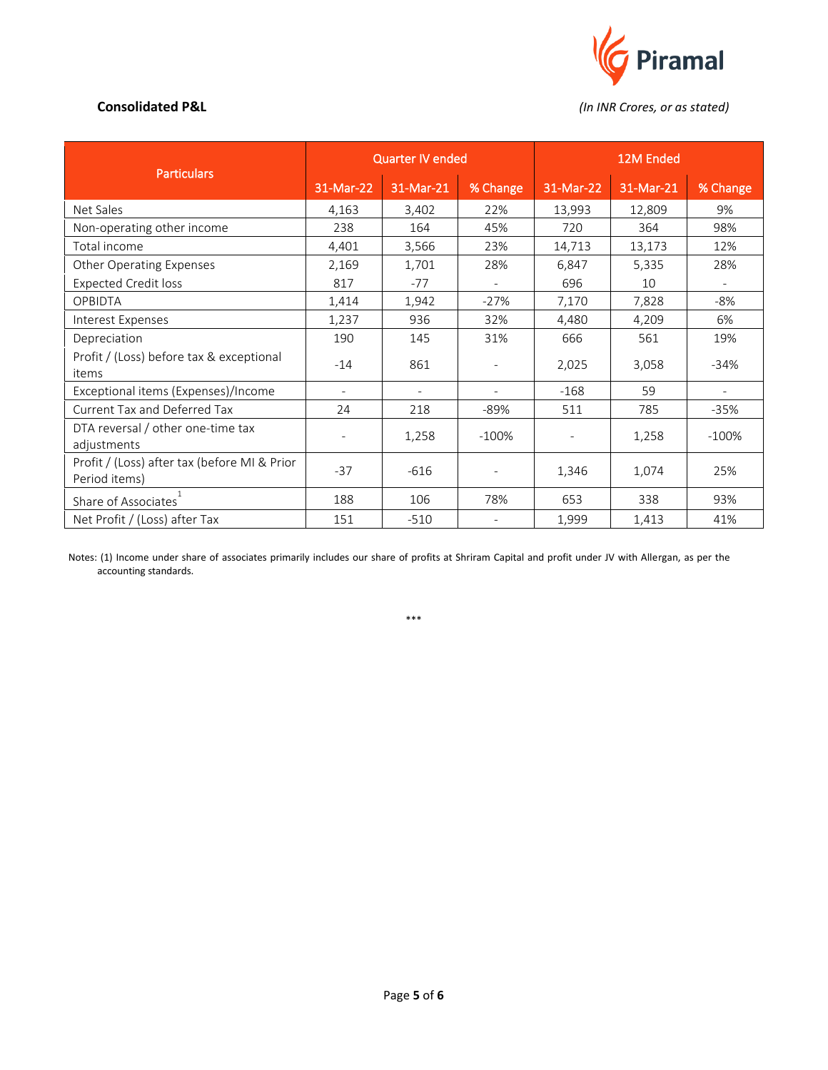**Consolidated P&L**

*(In INR Crores, or as stated)*

| Particulars | Quarter IV ended | | | 12M Ended | | |
|---|---|---|---|---|---|---|
| | 31-Mar-22 | 31-Mar-21 | % Change | 31-Mar-22 | 31-Mar-21 | % Change |
| Net Sales | 4,163 | 3,402 | 22% | 13,993 | 12,809 | 9% |
| Non-operating other income | 238 | 164 | 45% | 720 | 364 | 98% |
| Total income | 4,401 | 3,566 | 23% | 14,713 | 13,173 | 12% |
| Other Operating Expenses | 2,169 | 1,701 | 28% | 6,847 | 5,335 | 28% |
| Expected Credit loss | 817 | -77 | - | 696 | 10 | - |
| OPBIDTA | 1,414 | 1,942 | -27% | 7,170 | 7,828 | -8% |
| Interest Expenses | 1,237 | 936 | 32% | 4,480 | 4,209 | 6% |
| Depreciation | 190 | 145 | 31% | 666 | 561 | 19% |
| Profit / (Loss) before tax & exceptional items | -14 | 861 | - | 2,025 | 3,058 | -34% |
| Exceptional items (Expenses)/Income | - | - | - | -168 | 59 | - |
| Current Tax and Deferred Tax | 24 | 218 | -89% | 511 | 785 | -35% |
| DTA reversal / other one-time tax adjustments | - | 1,258 | -100% | - | 1,258 | -100% |
| Profit / (Loss) after tax (before MI & Prior Period items) | -37 | -616 | - | 1,346 | 1,074 | 25% |
| Share of Associates[1] | 188 | 106 | 78% | 653 | 338 | 93% |
| Net Profit / (Loss) after Tax | 151 | -510 | - | 1,999 | 1,413 | 41% |

Notes: (1) Income under share of associates primarily includes our share of profits at Shriram Capital and profit under JV with Allergan, as per the accounting standards.

***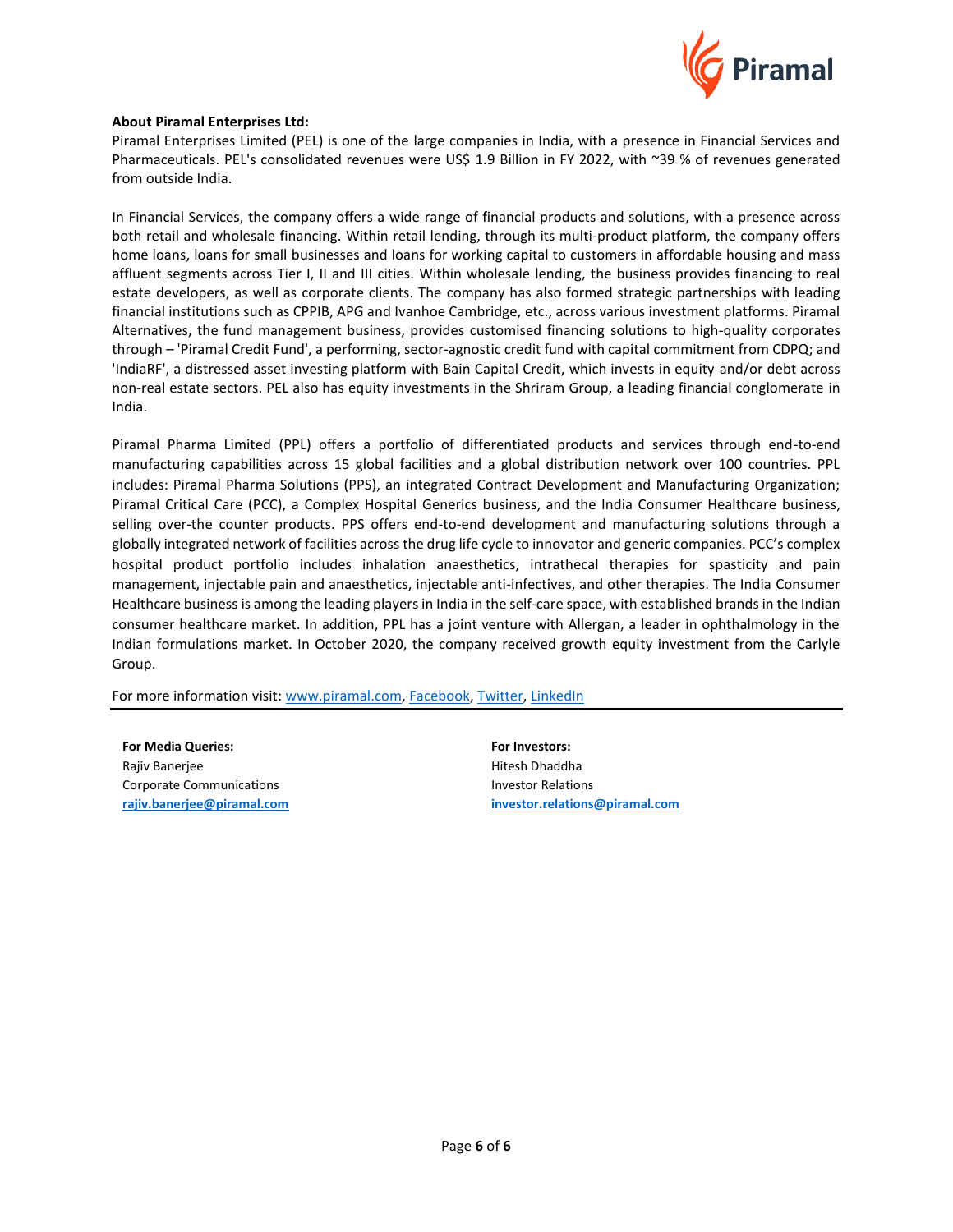**About Piramal Enterprises Ltd:**

Piramal Enterprises Limited (PEL) is one of the large companies in India, with a presence in Financial Services and Pharmaceuticals. PEL's consolidated revenues were US$ 1.9 Billion in FY 2022, with ~39 % of revenues generated from outside India.

In Financial Services, the company offers a wide range of financial products and solutions, with a presence across both retail and wholesale financing. Within retail lending, through its multi-product platform, the company offers home loans, loans for small businesses and loans for working capital to customers in affordable housing and mass affluent segments across Tier I, II and III cities. Within wholesale lending, the business provides financing to real estate developers, as well as corporate clients. The company has also formed strategic partnerships with leading financial institutions such as CPPIB, APG and Ivanhoe Cambridge, etc., across various investment platforms. Piramal Alternatives, the fund management business, provides customised financing solutions to high-quality corporates through – 'Piramal Credit Fund', a performing, sector-agnostic credit fund with capital commitment from CDPQ; and 'IndiaRF', a distressed asset investing platform with Bain Capital Credit, which invests in equity and/or debt across non-real estate sectors. PEL also has equity investments in the Shriram Group, a leading financial conglomerate in India.

Piramal Pharma Limited (PPL) offers a portfolio of differentiated products and services through end-to-end manufacturing capabilities across 15 global facilities and a global distribution network over 100 countries. PPL includes: Piramal Pharma Solutions (PPS), an integrated Contract Development and Manufacturing Organization; Piramal Critical Care (PCC), a Complex Hospital Generics business, and the India Consumer Healthcare business, selling over-the counter products. PPS offers end-to-end development and manufacturing solutions through a globally integrated network of facilities across the drug life cycle to innovator and generic companies. PCC's complex hospital product portfolio includes inhalation anaesthetics, intrathecal therapies for spasticity and pain management, injectable pain and anaesthetics, injectable anti-infectives, and other therapies. The India Consumer Healthcare business is among the leading players in India in the self-care space, with established brands in the Indian consumer healthcare market. In addition, PPL has a joint venture with Allergan, a leader in ophthalmology in the Indian formulations market. In October 2020, the company received growth equity investment from the Carlyle Group.

For more information visit: www.piramal.com, Facebook, Twitter, LinkedIn

---

**For Media Queries:**
Rajiv Banerjee
Corporate Communications
**rajiv.banerjee@piramal.com**

**For Investors:**
Hitesh Dhaddha
Investor Relations
**investor.relations@piramal.com**